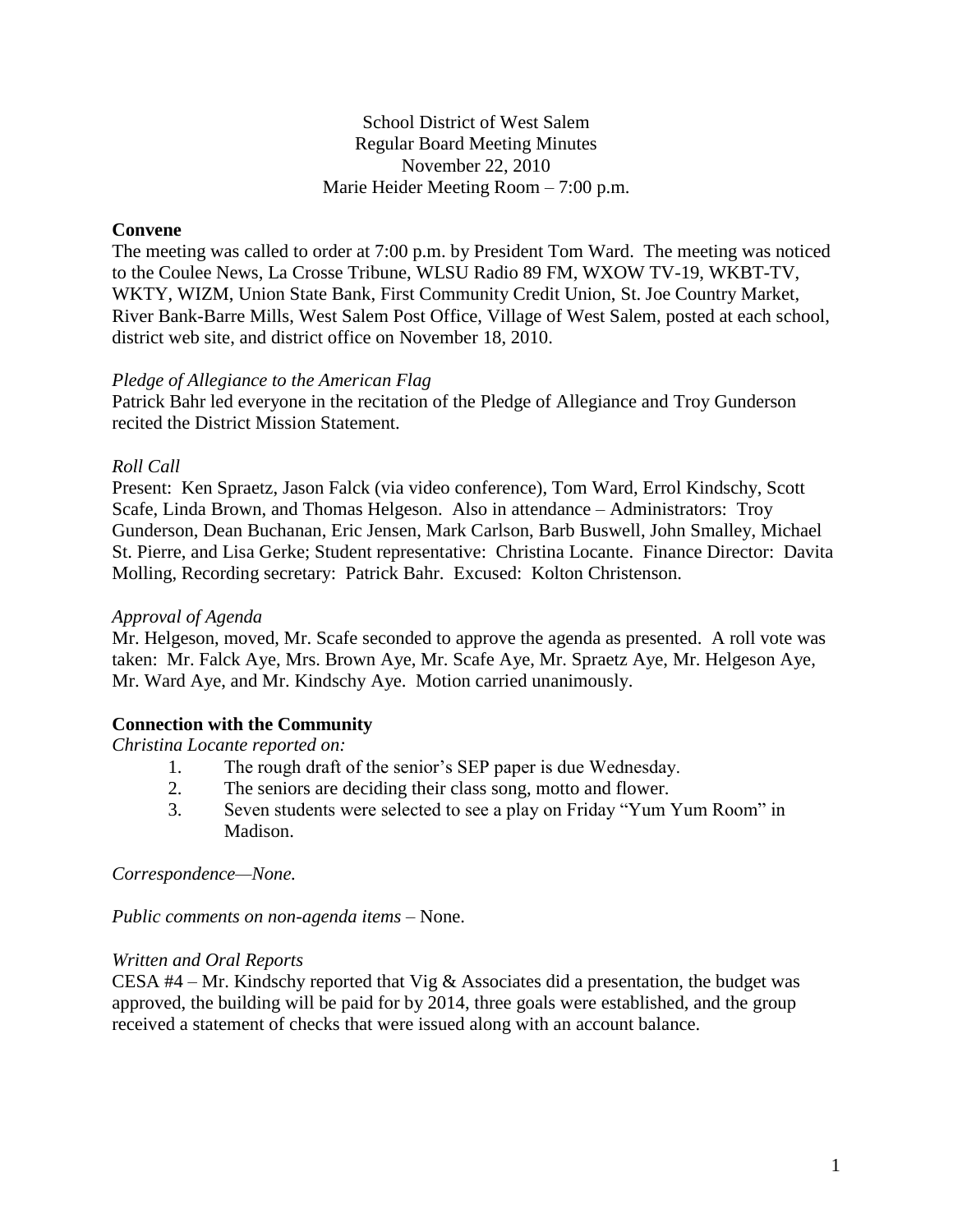School District of West Salem
Regular Board Meeting Minutes
November 22, 2010
Marie Heider Meeting Room – 7:00 p.m.

**Convene**

The meeting was called to order at 7:00 p.m. by President Tom Ward. The meeting was noticed to the Coulee News, La Crosse Tribune, WLSU Radio 89 FM, WXOW TV-19, WKBT-TV, WKTY, WIZM, Union State Bank, First Community Credit Union, St. Joe Country Market, River Bank-Barre Mills, West Salem Post Office, Village of West Salem, posted at each school, district web site, and district office on November 18, 2010.

*Pledge of Allegiance to the American Flag*

Patrick Bahr led everyone in the recitation of the Pledge of Allegiance and Troy Gunderson recited the District Mission Statement.

*Roll Call*

Present: Ken Spraetz, Jason Falck (via video conference), Tom Ward, Errol Kindschy, Scott Scafe, Linda Brown, and Thomas Helgeson. Also in attendance – Administrators: Troy Gunderson, Dean Buchanan, Eric Jensen, Mark Carlson, Barb Buswell, John Smalley, Michael St. Pierre, and Lisa Gerke; Student representative: Christina Locante. Finance Director: Davita Molling, Recording secretary: Patrick Bahr. Excused: Kolton Christenson.

*Approval of Agenda*

Mr. Helgeson, moved, Mr. Scafe seconded to approve the agenda as presented. A roll vote was taken: Mr. Falck Aye, Mrs. Brown Aye, Mr. Scafe Aye, Mr. Spraetz Aye, Mr. Helgeson Aye, Mr. Ward Aye, and Mr. Kindschy Aye. Motion carried unanimously.

**Connection with the Community**

*Christina Locante reported on:*

1. The rough draft of the senior's SEP paper is due Wednesday.
2. The seniors are deciding their class song, motto and flower.
3. Seven students were selected to see a play on Friday "Yum Yum Room" in Madison.

*Correspondence—None.*

*Public comments on non-agenda items* – None.

*Written and Oral Reports*

CESA #4 – Mr. Kindschy reported that Vig & Associates did a presentation, the budget was approved, the building will be paid for by 2014, three goals were established, and the group received a statement of checks that were issued along with an account balance.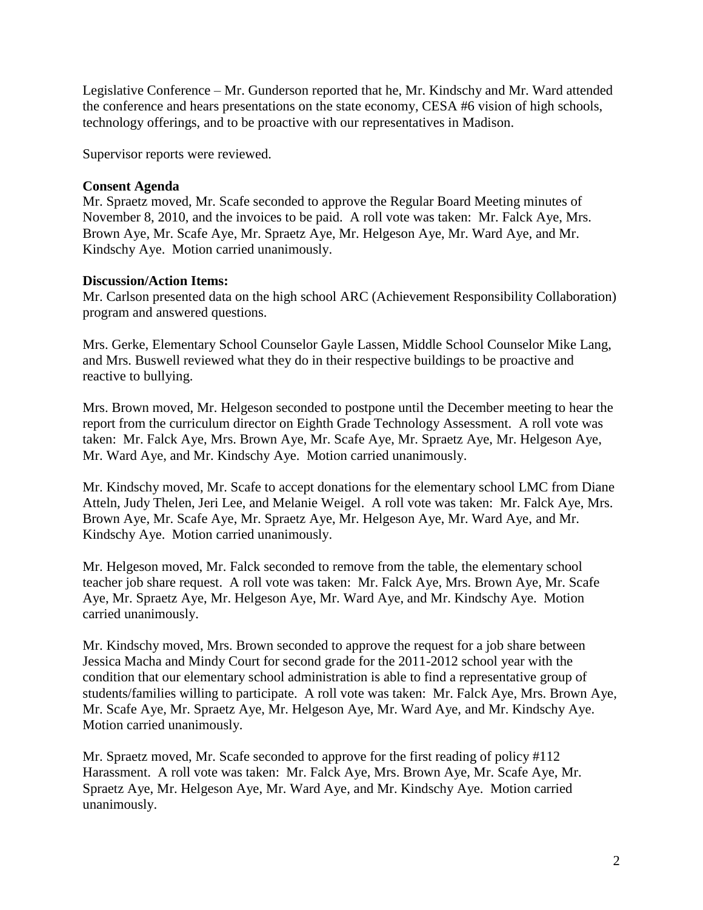Legislative Conference – Mr. Gunderson reported that he, Mr. Kindschy and Mr. Ward attended the conference and hears presentations on the state economy, CESA #6 vision of high schools, technology offerings, and to be proactive with our representatives in Madison.

Supervisor reports were reviewed.

**Consent Agenda**

Mr. Spraetz moved, Mr. Scafe seconded to approve the Regular Board Meeting minutes of November 8, 2010, and the invoices to be paid. A roll vote was taken: Mr. Falck Aye, Mrs. Brown Aye, Mr. Scafe Aye, Mr. Spraetz Aye, Mr. Helgeson Aye, Mr. Ward Aye, and Mr. Kindschy Aye. Motion carried unanimously.

**Discussion/Action Items:**

Mr. Carlson presented data on the high school ARC (Achievement Responsibility Collaboration) program and answered questions.

Mrs. Gerke, Elementary School Counselor Gayle Lassen, Middle School Counselor Mike Lang, and Mrs. Buswell reviewed what they do in their respective buildings to be proactive and reactive to bullying.

Mrs. Brown moved, Mr. Helgeson seconded to postpone until the December meeting to hear the report from the curriculum director on Eighth Grade Technology Assessment. A roll vote was taken: Mr. Falck Aye, Mrs. Brown Aye, Mr. Scafe Aye, Mr. Spraetz Aye, Mr. Helgeson Aye, Mr. Ward Aye, and Mr. Kindschy Aye. Motion carried unanimously.

Mr. Kindschy moved, Mr. Scafe to accept donations for the elementary school LMC from Diane Atteln, Judy Thelen, Jeri Lee, and Melanie Weigel. A roll vote was taken: Mr. Falck Aye, Mrs. Brown Aye, Mr. Scafe Aye, Mr. Spraetz Aye, Mr. Helgeson Aye, Mr. Ward Aye, and Mr. Kindschy Aye. Motion carried unanimously.

Mr. Helgeson moved, Mr. Falck seconded to remove from the table, the elementary school teacher job share request. A roll vote was taken: Mr. Falck Aye, Mrs. Brown Aye, Mr. Scafe Aye, Mr. Spraetz Aye, Mr. Helgeson Aye, Mr. Ward Aye, and Mr. Kindschy Aye. Motion carried unanimously.

Mr. Kindschy moved, Mrs. Brown seconded to approve the request for a job share between Jessica Macha and Mindy Court for second grade for the 2011-2012 school year with the condition that our elementary school administration is able to find a representative group of students/families willing to participate. A roll vote was taken: Mr. Falck Aye, Mrs. Brown Aye, Mr. Scafe Aye, Mr. Spraetz Aye, Mr. Helgeson Aye, Mr. Ward Aye, and Mr. Kindschy Aye. Motion carried unanimously.

Mr. Spraetz moved, Mr. Scafe seconded to approve for the first reading of policy #112 Harassment. A roll vote was taken: Mr. Falck Aye, Mrs. Brown Aye, Mr. Scafe Aye, Mr. Spraetz Aye, Mr. Helgeson Aye, Mr. Ward Aye, and Mr. Kindschy Aye. Motion carried unanimously.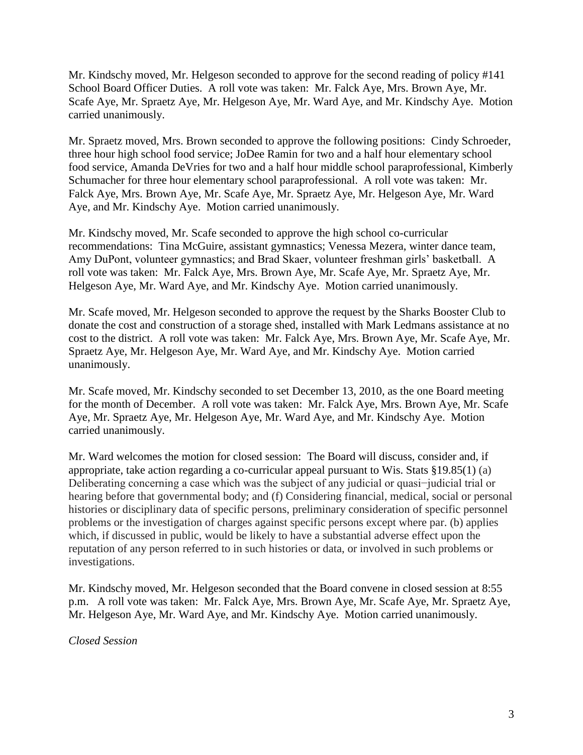Mr. Kindschy moved, Mr. Helgeson seconded to approve for the second reading of policy #141 School Board Officer Duties. A roll vote was taken: Mr. Falck Aye, Mrs. Brown Aye, Mr. Scafe Aye, Mr. Spraetz Aye, Mr. Helgeson Aye, Mr. Ward Aye, and Mr. Kindschy Aye. Motion carried unanimously.

Mr. Spraetz moved, Mrs. Brown seconded to approve the following positions: Cindy Schroeder, three hour high school food service; JoDee Ramin for two and a half hour elementary school food service, Amanda DeVries for two and a half hour middle school paraprofessional, Kimberly Schumacher for three hour elementary school paraprofessional. A roll vote was taken: Mr. Falck Aye, Mrs. Brown Aye, Mr. Scafe Aye, Mr. Spraetz Aye, Mr. Helgeson Aye, Mr. Ward Aye, and Mr. Kindschy Aye. Motion carried unanimously.

Mr. Kindschy moved, Mr. Scafe seconded to approve the high school co-curricular recommendations: Tina McGuire, assistant gymnastics; Venessa Mezera, winter dance team, Amy DuPont, volunteer gymnastics; and Brad Skaer, volunteer freshman girls' basketball. A roll vote was taken: Mr. Falck Aye, Mrs. Brown Aye, Mr. Scafe Aye, Mr. Spraetz Aye, Mr. Helgeson Aye, Mr. Ward Aye, and Mr. Kindschy Aye. Motion carried unanimously.

Mr. Scafe moved, Mr. Helgeson seconded to approve the request by the Sharks Booster Club to donate the cost and construction of a storage shed, installed with Mark Ledmans assistance at no cost to the district. A roll vote was taken: Mr. Falck Aye, Mrs. Brown Aye, Mr. Scafe Aye, Mr. Spraetz Aye, Mr. Helgeson Aye, Mr. Ward Aye, and Mr. Kindschy Aye. Motion carried unanimously.

Mr. Scafe moved, Mr. Kindschy seconded to set December 13, 2010, as the one Board meeting for the month of December. A roll vote was taken: Mr. Falck Aye, Mrs. Brown Aye, Mr. Scafe Aye, Mr. Spraetz Aye, Mr. Helgeson Aye, Mr. Ward Aye, and Mr. Kindschy Aye. Motion carried unanimously.

Mr. Ward welcomes the motion for closed session: The Board will discuss, consider and, if appropriate, take action regarding a co-curricular appeal pursuant to Wis. Stats §19.85(1) (a) Deliberating concerning a case which was the subject of any judicial or quasi−judicial trial or hearing before that governmental body; and (f) Considering financial, medical, social or personal histories or disciplinary data of specific persons, preliminary consideration of specific personnel problems or the investigation of charges against specific persons except where par. (b) applies which, if discussed in public, would be likely to have a substantial adverse effect upon the reputation of any person referred to in such histories or data, or involved in such problems or investigations.

Mr. Kindschy moved, Mr. Helgeson seconded that the Board convene in closed session at 8:55 p.m. A roll vote was taken: Mr. Falck Aye, Mrs. Brown Aye, Mr. Scafe Aye, Mr. Spraetz Aye, Mr. Helgeson Aye, Mr. Ward Aye, and Mr. Kindschy Aye. Motion carried unanimously.

*Closed Session*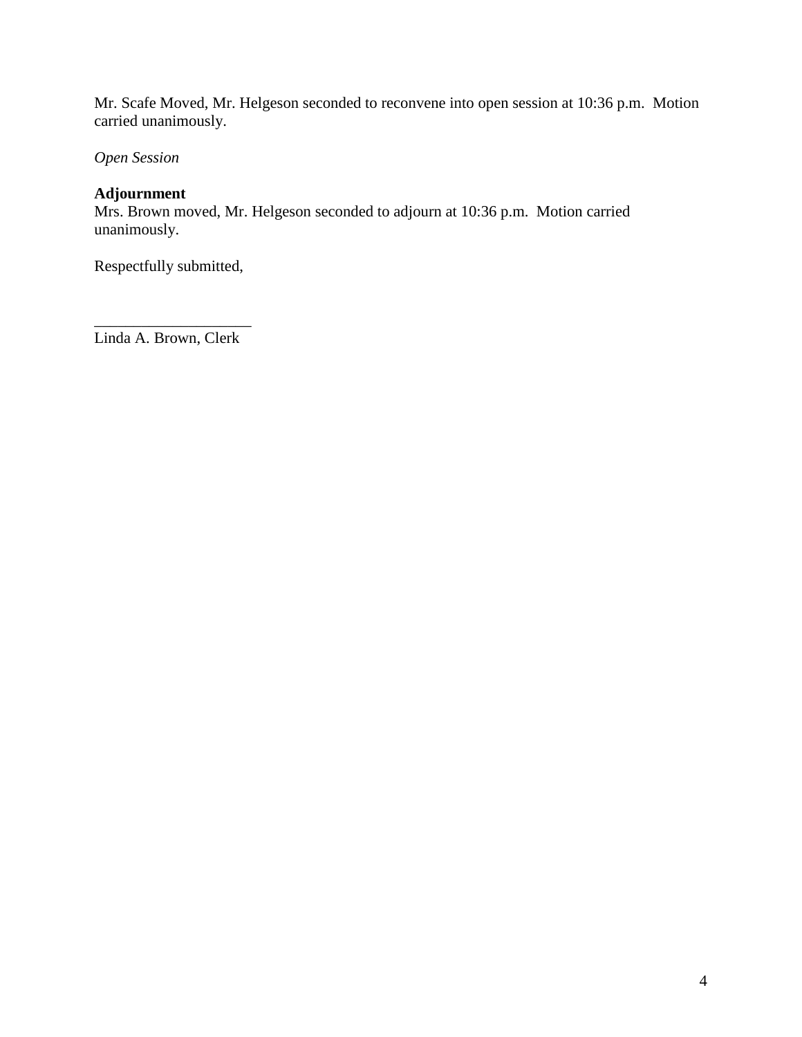Mr. Scafe Moved, Mr. Helgeson seconded to reconvene into open session at 10:36 p.m. Motion carried unanimously.

*Open Session*

**Adjournment**
Mrs. Brown moved, Mr. Helgeson seconded to adjourn at 10:36 p.m. Motion carried unanimously.

Respectfully submitted,

\_\_\_\_\_\_\_\_\_\_\_\_\_\_\_\_\_\_\_\_
Linda A. Brown, Clerk